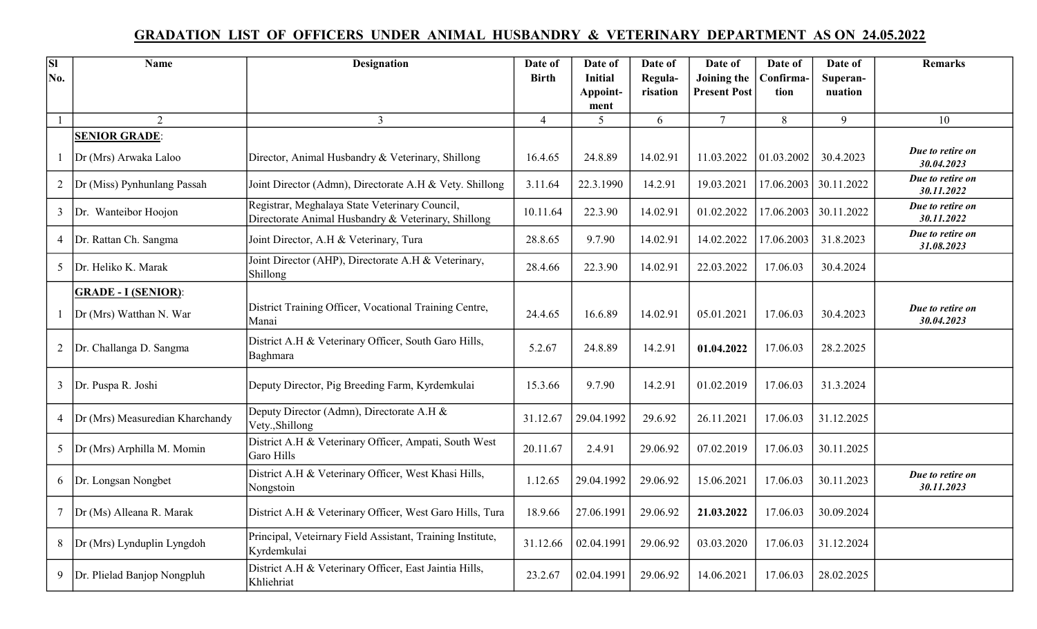# GRADATION LIST OF OFFICERS UNDER ANIMAL HUSBANDRY & VETERINARY DEPARTMENT AS ON 24.05.2022

| Sl No. | Name | Designation | Date of Birth | Date of Initial Appoint-ment | Date of Regula-risation | Date of Joining the Present Post | Date of Confirma-tion | Date of Superan-nuation | Remarks |
|---|---|---|---|---|---|---|---|---|---|
| 1 | 2 | 3 | 4 | 5 | 6 | 7 | 8 | 9 | 10 |
| | **SENIOR GRADE**: | | | | | | | | |
| 1 | Dr (Mrs) Arwaka Laloo | Director, Animal Husbandry & Veterinary, Shillong | 16.4.65 | 24.8.89 | 14.02.91 | 11.03.2022 | 01.03.2002 | 30.4.2023 | ***Due to retire on 30.04.2023*** |
| 2 | Dr (Miss) Pynhunlang Passah | Joint Director (Admn), Directorate A.H & Vety. Shillong | 3.11.64 | 22.3.1990 | 14.2.91 | 19.03.2021 | 17.06.2003 | 30.11.2022 | ***Due to retire on 30.11.2022*** |
| 3 | Dr. Wanteibor Hoojon | Registrar, Meghalaya State Veterinary Council, Directorate Animal Husbandry & Veterinary, Shillong | 10.11.64 | 22.3.90 | 14.02.91 | 01.02.2022 | 17.06.2003 | 30.11.2022 | ***Due to retire on 30.11.2022*** |
| 4 | Dr. Rattan Ch. Sangma | Joint Director, A.H & Veterinary, Tura | 28.8.65 | 9.7.90 | 14.02.91 | 14.02.2022 | 17.06.2003 | 31.8.2023 | ***Due to retire on 31.08.2023*** |
| 5 | Dr. Heliko K. Marak | Joint Director (AHP), Directorate A.H & Veterinary, Shillong | 28.4.66 | 22.3.90 | 14.02.91 | 22.03.2022 | 17.06.03 | 30.4.2024 | |
| | **GRADE - I (SENIOR)**: | | | | | | | | |
| 1 | Dr (Mrs) Watthan N. War | District Training Officer, Vocational Training Centre, Manai | 24.4.65 | 16.6.89 | 14.02.91 | 05.01.2021 | 17.06.03 | 30.4.2023 | ***Due to retire on 30.04.2023*** |
| 2 | Dr. Challanga D. Sangma | District A.H & Veterinary Officer, South Garo Hills, Baghmara | 5.2.67 | 24.8.89 | 14.2.91 | **01.04.2022** | 17.06.03 | 28.2.2025 | |
| 3 | Dr. Puspa R. Joshi | Deputy Director, Pig Breeding Farm, Kyrdemkulai | 15.3.66 | 9.7.90 | 14.2.91 | 01.02.2019 | 17.06.03 | 31.3.2024 | |
| 4 | Dr (Mrs) Measuredian Kharchandy | Deputy Director (Admn), Directorate A.H & Vety.,Shillong | 31.12.67 | 29.04.1992 | 29.6.92 | 26.11.2021 | 17.06.03 | 31.12.2025 | |
| 5 | Dr (Mrs) Arphilla M. Momin | District A.H & Veterinary Officer, Ampati, South West Garo Hills | 20.11.67 | 2.4.91 | 29.06.92 | 07.02.2019 | 17.06.03 | 30.11.2025 | |
| 6 | Dr. Longsan Nongbet | District A.H & Veterinary Officer, West Khasi Hills, Nongstoin | 1.12.65 | 29.04.1992 | 29.06.92 | 15.06.2021 | 17.06.03 | 30.11.2023 | ***Due to retire on 30.11.2023*** |
| 7 | Dr (Ms) Alleana R. Marak | District A.H & Veterinary Officer, West Garo Hills, Tura | 18.9.66 | 27.06.1991 | 29.06.92 | **21.03.2022** | 17.06.03 | 30.09.2024 | |
| 8 | Dr (Mrs) Lynduplin Lyngdoh | Principal, Veteirnary Field Assistant, Training Institute, Kyrdemkulai | 31.12.66 | 02.04.1991 | 29.06.92 | 03.03.2020 | 17.06.03 | 31.12.2024 | |
| 9 | Dr. Plielad Banjop Nongpluh | District A.H & Veterinary Officer, East Jaintia Hills, Khliehriat | 23.2.67 | 02.04.1991 | 29.06.92 | 14.06.2021 | 17.06.03 | 28.02.2025 | |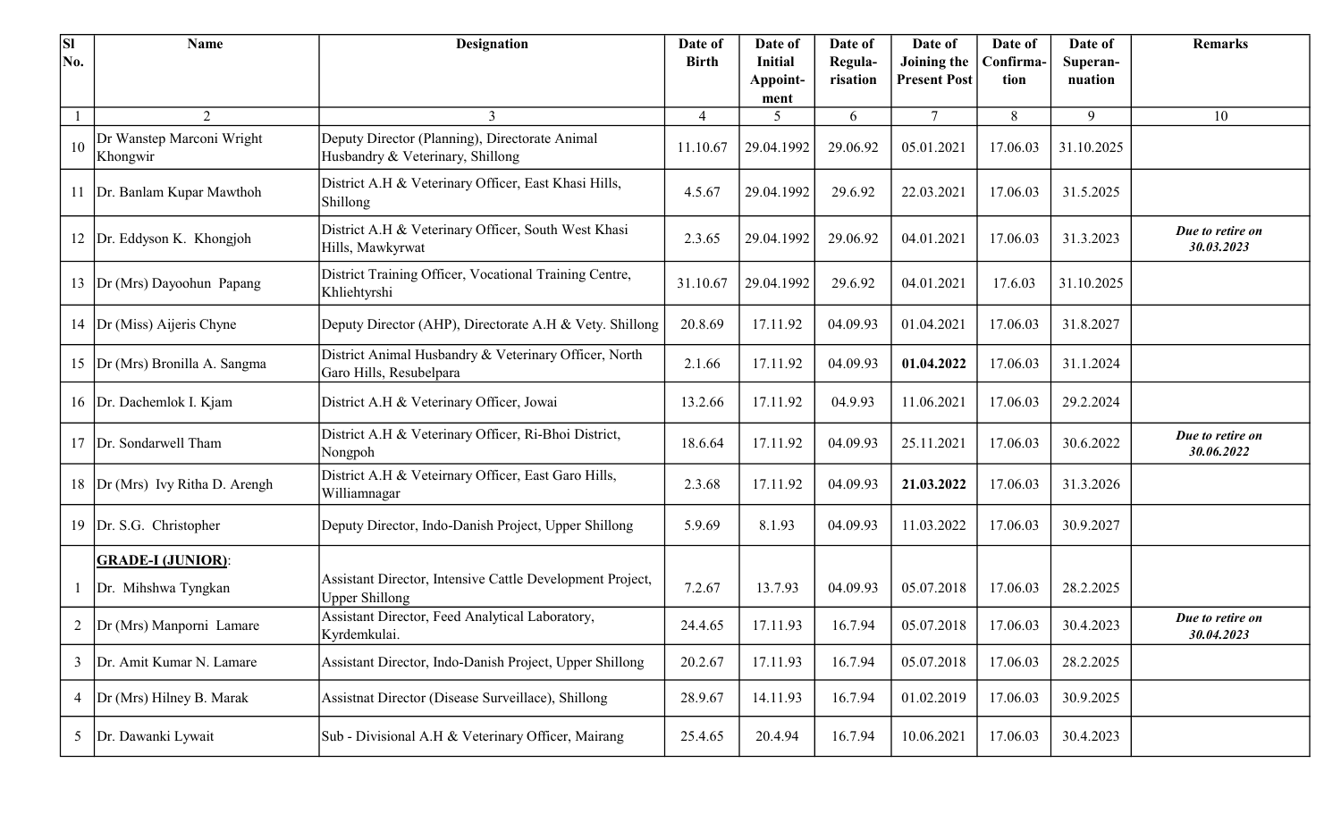| Sl No. | Name | Designation | Date of Birth | Date of Initial Appoint-ment | Date of Regula-risation | Date of Joining the Present Post | Date of Confirma-tion | Date of Superan-nuation | Remarks |
|---|---|---|---|---|---|---|---|---|---|
| 1 | 2 | 3 | 4 | 5 | 6 | 7 | 8 | 9 | 10 |
| 10 | Dr Wanstep Marconi Wright Khongwir | Deputy Director (Planning), Directorate Animal Husbandry & Veterinary, Shillong | 11.10.67 | 29.04.1992 | 29.06.92 | 05.01.2021 | 17.06.03 | 31.10.2025 | |
| 11 | Dr. Banlam Kupar Mawthoh | District A.H & Veterinary Officer, East Khasi Hills, Shillong | 4.5.67 | 29.04.1992 | 29.6.92 | 22.03.2021 | 17.06.03 | 31.5.2025 | |
| 12 | Dr. Eddyson K. Khongjoh | District A.H & Veterinary Officer, South West Khasi Hills, Mawkyrwat | 2.3.65 | 29.04.1992 | 29.06.92 | 04.01.2021 | 17.06.03 | 31.3.2023 | ***Due to retire on 30.03.2023*** |
| 13 | Dr (Mrs) Dayoohun Papang | District Training Officer, Vocational Training Centre, Khliehtyrshi | 31.10.67 | 29.04.1992 | 29.6.92 | 04.01.2021 | 17.6.03 | 31.10.2025 | |
| 14 | Dr (Miss) Aijeris Chyne | Deputy Director (AHP), Directorate A.H & Vety. Shillong | 20.8.69 | 17.11.92 | 04.09.93 | 01.04.2021 | 17.06.03 | 31.8.2027 | |
| 15 | Dr (Mrs) Bronilla A. Sangma | District Animal Husbandry & Veterinary Officer, North Garo Hills, Resubelpara | 2.1.66 | 17.11.92 | 04.09.93 | **01.04.2022** | 17.06.03 | 31.1.2024 | |
| 16 | Dr. Dachemlok I. Kjam | District A.H & Veterinary Officer, Jowai | 13.2.66 | 17.11.92 | 04.9.93 | 11.06.2021 | 17.06.03 | 29.2.2024 | |
| 17 | Dr. Sondarwell Tham | District A.H & Veterinary Officer, Ri-Bhoi District, Nongpoh | 18.6.64 | 17.11.92 | 04.09.93 | 25.11.2021 | 17.06.03 | 30.6.2022 | ***Due to retire on 30.06.2022*** |
| 18 | Dr (Mrs) Ivy Ritha D. Arengh | District A.H & Veteirnary Officer, East Garo Hills, Williamnagar | 2.3.68 | 17.11.92 | 04.09.93 | **21.03.2022** | 17.06.03 | 31.3.2026 | |
| 19 | Dr. S.G. Christopher | Deputy Director, Indo-Danish Project, Upper Shillong | 5.9.69 | 8.1.93 | 04.09.93 | 11.03.2022 | 17.06.03 | 30.9.2027 | |
| | **GRADE-I (JUNIOR)**: | | | | | | | | |
| 1 | Dr. Mihshwa Tyngkan | Assistant Director, Intensive Cattle Development Project, Upper Shillong | 7.2.67 | 13.7.93 | 04.09.93 | 05.07.2018 | 17.06.03 | 28.2.2025 | |
| 2 | Dr (Mrs) Manporni Lamare | Assistant Director, Feed Analytical Laboratory, Kyrdemkulai. | 24.4.65 | 17.11.93 | 16.7.94 | 05.07.2018 | 17.06.03 | 30.4.2023 | ***Due to retire on 30.04.2023*** |
| 3 | Dr. Amit Kumar N. Lamare | Assistant Director, Indo-Danish Project, Upper Shillong | 20.2.67 | 17.11.93 | 16.7.94 | 05.07.2018 | 17.06.03 | 28.2.2025 | |
| 4 | Dr (Mrs) Hilney B. Marak | Assistnat Director (Disease Surveillace), Shillong | 28.9.67 | 14.11.93 | 16.7.94 | 01.02.2019 | 17.06.03 | 30.9.2025 | |
| 5 | Dr. Dawanki Lywait | Sub - Divisional A.H & Veterinary Officer, Mairang | 25.4.65 | 20.4.94 | 16.7.94 | 10.06.2021 | 17.06.03 | 30.4.2023 | |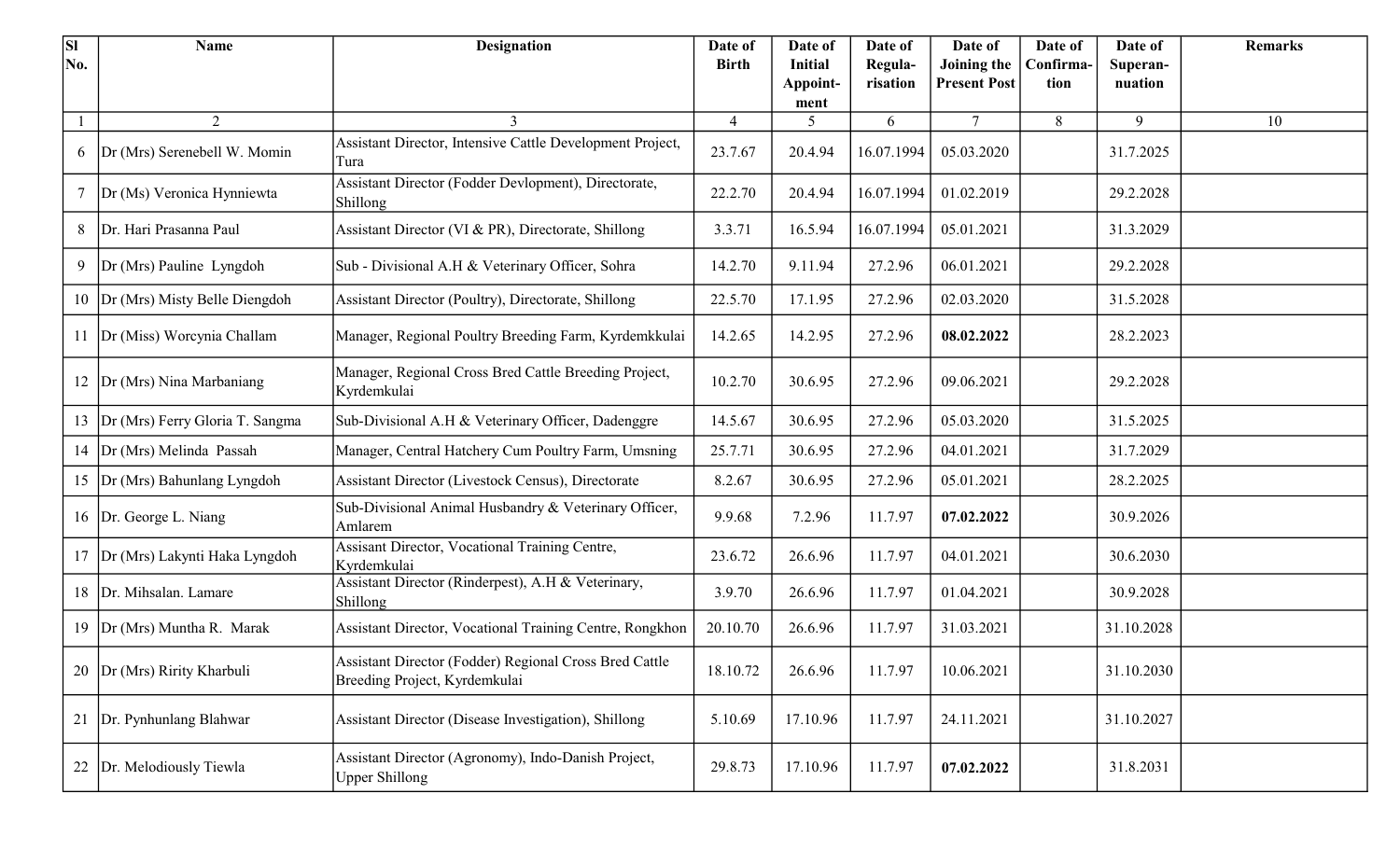| Sl No. | Name | Designation | Date of Birth | Date of Initial Appoint-ment | Date of Regula-risation | Date of Joining the Present Post | Date of Confirma-tion | Date of Superan-nuation | Remarks |
|---|---|---|---|---|---|---|---|---|---|
| 1 | 2 | 3 | 4 | 5 | 6 | 7 | 8 | 9 | 10 |
| 6 | Dr (Mrs) Serenebell W. Momin | Assistant Director, Intensive Cattle Development Project, Tura | 23.7.67 | 20.4.94 | 16.07.1994 | 05.03.2020 | | 31.7.2025 | |
| 7 | Dr (Ms) Veronica Hynniewta | Assistant Director (Fodder Devlopment), Directorate, Shillong | 22.2.70 | 20.4.94 | 16.07.1994 | 01.02.2019 | | 29.2.2028 | |
| 8 | Dr. Hari Prasanna Paul | Assistant Director (VI & PR), Directorate, Shillong | 3.3.71 | 16.5.94 | 16.07.1994 | 05.01.2021 | | 31.3.2029 | |
| 9 | Dr (Mrs) Pauline Lyngdoh | Sub - Divisional A.H & Veterinary Officer, Sohra | 14.2.70 | 9.11.94 | 27.2.96 | 06.01.2021 | | 29.2.2028 | |
| 10 | Dr (Mrs) Misty Belle Diengdoh | Assistant Director (Poultry), Directorate, Shillong | 22.5.70 | 17.1.95 | 27.2.96 | 02.03.2020 | | 31.5.2028 | |
| 11 | Dr (Miss) Worcynia Challam | Manager, Regional Poultry Breeding Farm, Kyrdemkkulai | 14.2.65 | 14.2.95 | 27.2.96 | **08.02.2022** | | 28.2.2023 | |
| 12 | Dr (Mrs) Nina Marbaniang | Manager, Regional Cross Bred Cattle Breeding Project, Kyrdemkulai | 10.2.70 | 30.6.95 | 27.2.96 | 09.06.2021 | | 29.2.2028 | |
| 13 | Dr (Mrs) Ferry Gloria T. Sangma | Sub-Divisional A.H & Veterinary Officer, Dadenggre | 14.5.67 | 30.6.95 | 27.2.96 | 05.03.2020 | | 31.5.2025 | |
| 14 | Dr (Mrs) Melinda Passah | Manager, Central Hatchery Cum Poultry Farm, Umsning | 25.7.71 | 30.6.95 | 27.2.96 | 04.01.2021 | | 31.7.2029 | |
| 15 | Dr (Mrs) Bahunlang Lyngdoh | Assistant Director (Livestock Census), Directorate | 8.2.67 | 30.6.95 | 27.2.96 | 05.01.2021 | | 28.2.2025 | |
| 16 | Dr. George L. Niang | Sub-Divisional Animal Husbandry & Veterinary Officer, Amlarem | 9.9.68 | 7.2.96 | 11.7.97 | **07.02.2022** | | 30.9.2026 | |
| 17 | Dr (Mrs) Lakynti Haka Lyngdoh | Assisant Director, Vocational Training Centre, Kyrdemkulai | 23.6.72 | 26.6.96 | 11.7.97 | 04.01.2021 | | 30.6.2030 | |
| 18 | Dr. Mihsalan. Lamare | Assistant Director (Rinderpest), A.H & Veterinary, Shillong | 3.9.70 | 26.6.96 | 11.7.97 | 01.04.2021 | | 30.9.2028 | |
| 19 | Dr (Mrs) Muntha R. Marak | Assistant Director, Vocational Training Centre, Rongkhon | 20.10.70 | 26.6.96 | 11.7.97 | 31.03.2021 | | 31.10.2028 | |
| 20 | Dr (Mrs) Ririty Kharbuli | Assistant Director (Fodder) Regional Cross Bred Cattle Breeding Project, Kyrdemkulai | 18.10.72 | 26.6.96 | 11.7.97 | 10.06.2021 | | 31.10.2030 | |
| 21 | Dr. Pynhunlang Blahwar | Assistant Director (Disease Investigation), Shillong | 5.10.69 | 17.10.96 | 11.7.97 | 24.11.2021 | | 31.10.2027 | |
| 22 | Dr. Melodiously Tiewla | Assistant Director (Agronomy), Indo-Danish Project, Upper Shillong | 29.8.73 | 17.10.96 | 11.7.97 | **07.02.2022** | | 31.8.2031 | |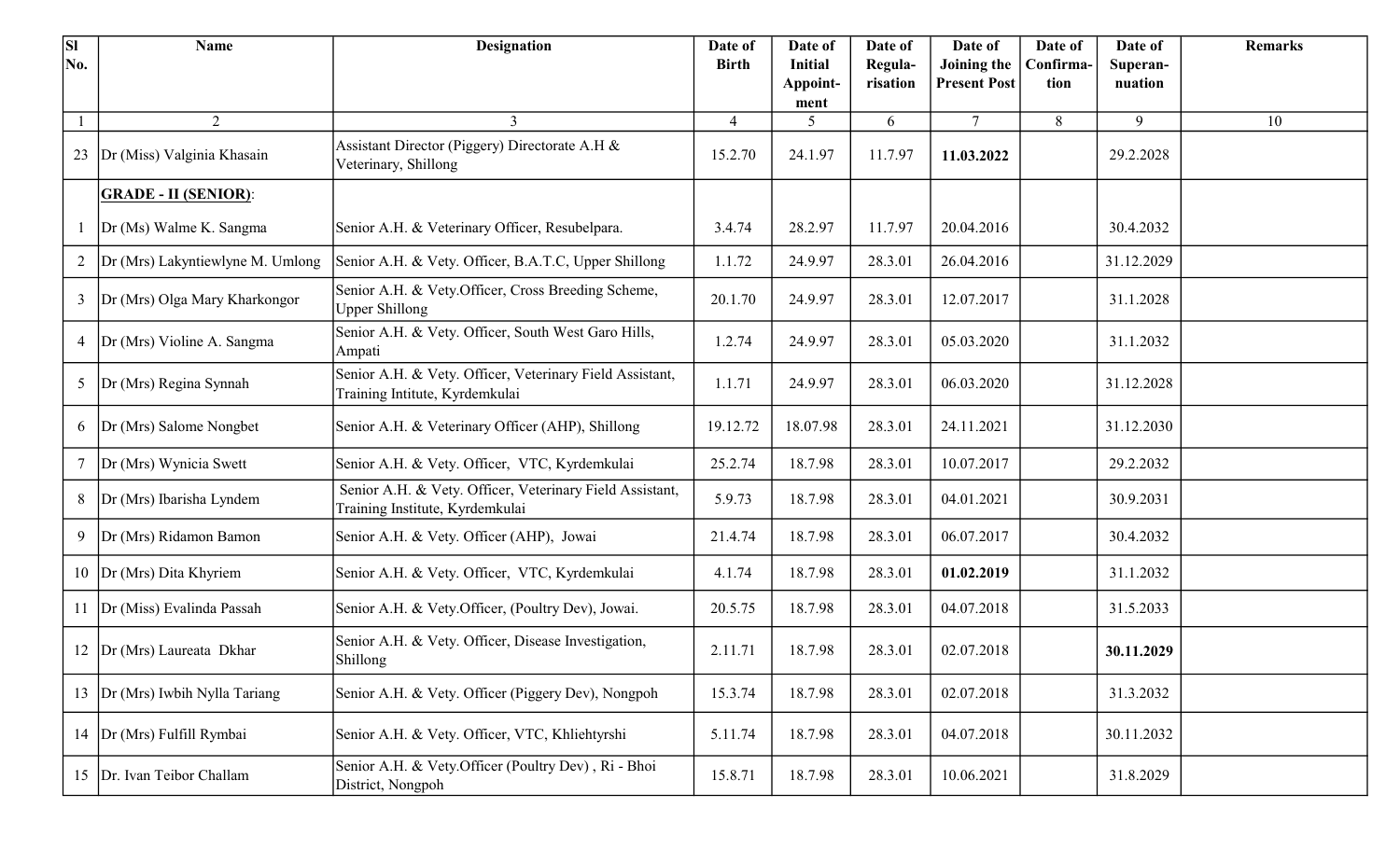| Sl No. | Name | Designation | Date of Birth | Date of Initial Appoint-ment | Date of Regula-risation | Date of Joining the Present Post | Date of Confirma-tion | Date of Superan-nuation | Remarks |
|---|---|---|---|---|---|---|---|---|---|
| 1 | 2 | 3 | 4 | 5 | 6 | 7 | 8 | 9 | 10 |
| 23 | Dr (Miss) Valginia Khasain | Assistant Director (Piggery) Directorate A.H & Veterinary, Shillong | 15.2.70 | 24.1.97 | 11.7.97 | **11.03.2022** | | 29.2.2028 | |
| | **GRADE - II (SENIOR)**: | | | | | | | | |
| 1 | Dr (Ms) Walme K. Sangma | Senior A.H. & Veterinary Officer, Resubelpara. | 3.4.74 | 28.2.97 | 11.7.97 | 20.04.2016 | | 30.4.2032 | |
| 2 | Dr (Mrs) Lakyntiewlyne M. Umlong | Senior A.H. & Vety. Officer, B.A.T.C, Upper Shillong | 1.1.72 | 24.9.97 | 28.3.01 | 26.04.2016 | | 31.12.2029 | |
| 3 | Dr (Mrs) Olga Mary Kharkongor | Senior A.H. & Vety.Officer, Cross Breeding Scheme, Upper Shillong | 20.1.70 | 24.9.97 | 28.3.01 | 12.07.2017 | | 31.1.2028 | |
| 4 | Dr (Mrs) Violine A. Sangma | Senior A.H. & Vety. Officer, South West Garo Hills, Ampati | 1.2.74 | 24.9.97 | 28.3.01 | 05.03.2020 | | 31.1.2032 | |
| 5 | Dr (Mrs) Regina Synnah | Senior A.H. & Vety. Officer, Veterinary Field Assistant, Training Intitute, Kyrdemkulai | 1.1.71 | 24.9.97 | 28.3.01 | 06.03.2020 | | 31.12.2028 | |
| 6 | Dr (Mrs) Salome Nongbet | Senior A.H. & Veterinary Officer (AHP), Shillong | 19.12.72 | 18.07.98 | 28.3.01 | 24.11.2021 | | 31.12.2030 | |
| 7 | Dr (Mrs) Wynicia Swett | Senior A.H. & Vety. Officer, VTC, Kyrdemkulai | 25.2.74 | 18.7.98 | 28.3.01 | 10.07.2017 | | 29.2.2032 | |
| 8 | Dr (Mrs) Ibarisha Lyndem | Senior A.H. & Vety. Officer, Veterinary Field Assistant, Training Institute, Kyrdemkulai | 5.9.73 | 18.7.98 | 28.3.01 | 04.01.2021 | | 30.9.2031 | |
| 9 | Dr (Mrs) Ridamon Bamon | Senior A.H. & Vety. Officer (AHP), Jowai | 21.4.74 | 18.7.98 | 28.3.01 | 06.07.2017 | | 30.4.2032 | |
| 10 | Dr (Mrs) Dita Khyriem | Senior A.H. & Vety. Officer, VTC, Kyrdemkulai | 4.1.74 | 18.7.98 | 28.3.01 | **01.02.2019** | | 31.1.2032 | |
| 11 | Dr (Miss) Evalinda Passah | Senior A.H. & Vety.Officer, (Poultry Dev), Jowai. | 20.5.75 | 18.7.98 | 28.3.01 | 04.07.2018 | | 31.5.2033 | |
| 12 | Dr (Mrs) Laureata Dkhar | Senior A.H. & Vety. Officer, Disease Investigation, Shillong | 2.11.71 | 18.7.98 | 28.3.01 | 02.07.2018 | | **30.11.2029** | |
| 13 | Dr (Mrs) Iwbih Nylla Tariang | Senior A.H. & Vety. Officer (Piggery Dev), Nongpoh | 15.3.74 | 18.7.98 | 28.3.01 | 02.07.2018 | | 31.3.2032 | |
| 14 | Dr (Mrs) Fulfill Rymbai | Senior A.H. & Vety. Officer, VTC, Khliehtyrshi | 5.11.74 | 18.7.98 | 28.3.01 | 04.07.2018 | | 30.11.2032 | |
| 15 | Dr. Ivan Teibor Challam | Senior A.H. & Vety.Officer (Poultry Dev) , Ri - Bhoi District, Nongpoh | 15.8.71 | 18.7.98 | 28.3.01 | 10.06.2021 | | 31.8.2029 | |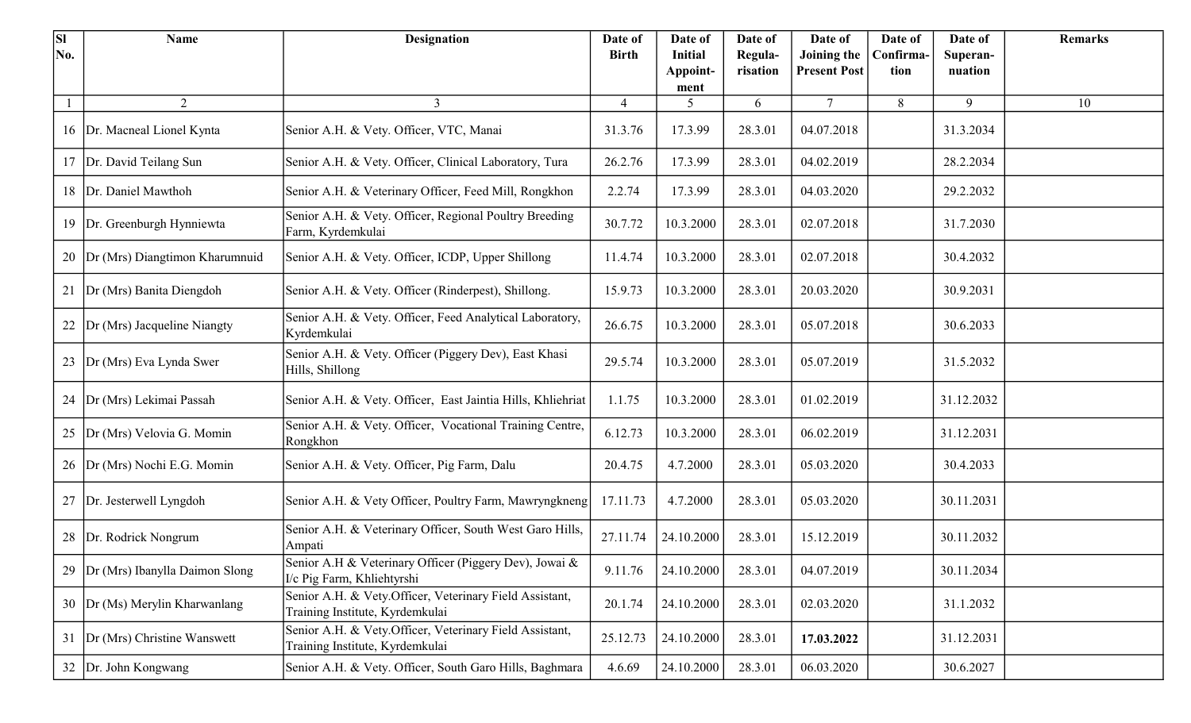| Sl No. | Name | Designation | Date of Birth | Date of Initial Appoint-ment | Date of Regula-risation | Date of Joining the Present Post | Date of Confirma-tion | Date of Superan-nuation | Remarks |
|---|---|---|---|---|---|---|---|---|---|
| 1 | 2 | 3 | 4 | 5 | 6 | 7 | 8 | 9 | 10 |
| 16 | Dr. Macneal Lionel Kynta | Senior A.H. & Vety. Officer, VTC, Manai | 31.3.76 | 17.3.99 | 28.3.01 | 04.07.2018 | | 31.3.2034 | |
| 17 | Dr. David Teilang Sun | Senior A.H. & Vety. Officer, Clinical Laboratory, Tura | 26.2.76 | 17.3.99 | 28.3.01 | 04.02.2019 | | 28.2.2034 | |
| 18 | Dr. Daniel Mawthoh | Senior A.H. & Veterinary Officer, Feed Mill, Rongkhon | 2.2.74 | 17.3.99 | 28.3.01 | 04.03.2020 | | 29.2.2032 | |
| 19 | Dr. Greenburgh Hynniewta | Senior A.H. & Vety. Officer, Regional Poultry Breeding Farm, Kyrdemkulai | 30.7.72 | 10.3.2000 | 28.3.01 | 02.07.2018 | | 31.7.2030 | |
| 20 | Dr (Mrs) Diangtimon Kharumnuid | Senior A.H. & Vety. Officer, ICDP, Upper Shillong | 11.4.74 | 10.3.2000 | 28.3.01 | 02.07.2018 | | 30.4.2032 | |
| 21 | Dr (Mrs) Banita Diengdoh | Senior A.H. & Vety. Officer (Rinderpest), Shillong. | 15.9.73 | 10.3.2000 | 28.3.01 | 20.03.2020 | | 30.9.2031 | |
| 22 | Dr (Mrs) Jacqueline Niangty | Senior A.H. & Vety. Officer, Feed Analytical Laboratory, Kyrdemkulai | 26.6.75 | 10.3.2000 | 28.3.01 | 05.07.2018 | | 30.6.2033 | |
| 23 | Dr (Mrs) Eva Lynda Swer | Senior A.H. & Vety. Officer (Piggery Dev), East Khasi Hills, Shillong | 29.5.74 | 10.3.2000 | 28.3.01 | 05.07.2019 | | 31.5.2032 | |
| 24 | Dr (Mrs) Lekimai Passah | Senior A.H. & Vety. Officer, East Jaintia Hills, Khliehriat | 1.1.75 | 10.3.2000 | 28.3.01 | 01.02.2019 | | 31.12.2032 | |
| 25 | Dr (Mrs) Velovia G. Momin | Senior A.H. & Vety. Officer, Vocational Training Centre, Rongkhon | 6.12.73 | 10.3.2000 | 28.3.01 | 06.02.2019 | | 31.12.2031 | |
| 26 | Dr (Mrs) Nochi E.G. Momin | Senior A.H. & Vety. Officer, Pig Farm, Dalu | 20.4.75 | 4.7.2000 | 28.3.01 | 05.03.2020 | | 30.4.2033 | |
| 27 | Dr. Jesterwell Lyngdoh | Senior A.H. & Vety Officer, Poultry Farm, Mawryngkneng | 17.11.73 | 4.7.2000 | 28.3.01 | 05.03.2020 | | 30.11.2031 | |
| 28 | Dr. Rodrick Nongrum | Senior A.H. & Veterinary Officer, South West Garo Hills, Ampati | 27.11.74 | 24.10.2000 | 28.3.01 | 15.12.2019 | | 30.11.2032 | |
| 29 | Dr (Mrs) Ibanylla Daimon Slong | Senior A.H & Veterinary Officer (Piggery Dev), Jowai & I/c Pig Farm, Khliehtyrshi | 9.11.76 | 24.10.2000 | 28.3.01 | 04.07.2019 | | 30.11.2034 | |
| 30 | Dr (Ms) Merylin Kharwanlang | Senior A.H. & Vety.Officer, Veterinary Field Assistant, Training Institute, Kyrdemkulai | 20.1.74 | 24.10.2000 | 28.3.01 | 02.03.2020 | | 31.1.2032 | |
| 31 | Dr (Mrs) Christine Wanswett | Senior A.H. & Vety.Officer, Veterinary Field Assistant, Training Institute, Kyrdemkulai | 25.12.73 | 24.10.2000 | 28.3.01 | **17.03.2022** | | 31.12.2031 | |
| 32 | Dr. John Kongwang | Senior A.H. & Vety. Officer, South Garo Hills, Baghmara | 4.6.69 | 24.10.2000 | 28.3.01 | 06.03.2020 | | 30.6.2027 | |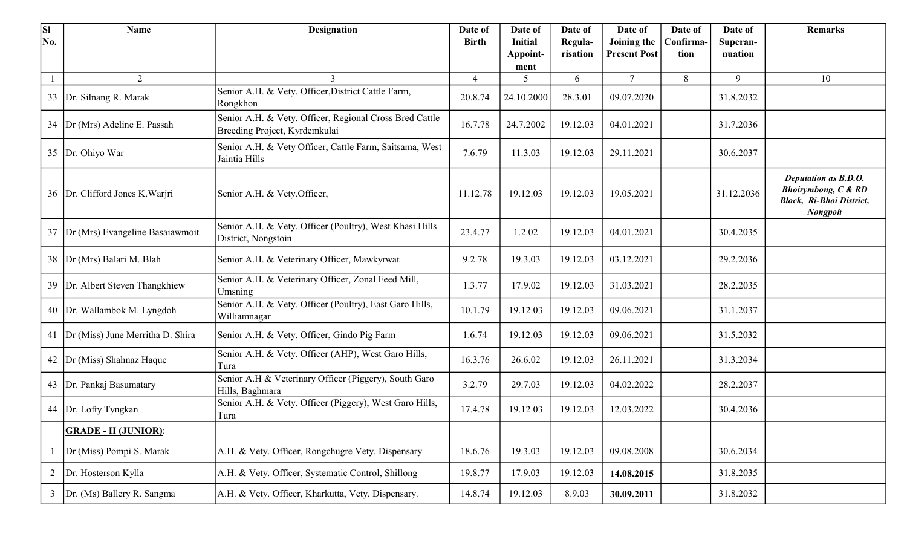| Sl No. | Name | Designation | Date of Birth | Date of Initial Appoint-ment | Date of Regula-risation | Date of Joining the Present Post | Date of Confirma-tion | Date of Superan-nuation | Remarks |
|---|---|---|---|---|---|---|---|---|---|
| 1 | 2 | 3 | 4 | 5 | 6 | 7 | 8 | 9 | 10 |
| 33 | Dr. Silnang R. Marak | Senior A.H. & Vety. Officer,District Cattle Farm, Rongkhon | 20.8.74 | 24.10.2000 | 28.3.01 | 09.07.2020 | | 31.8.2032 | |
| 34 | Dr (Mrs) Adeline E. Passah | Senior A.H. & Vety. Officer, Regional Cross Bred Cattle Breeding Project, Kyrdemkulai | 16.7.78 | 24.7.2002 | 19.12.03 | 04.01.2021 | | 31.7.2036 | |
| 35 | Dr. Ohiyo War | Senior A.H. & Vety Officer, Cattle Farm, Saitsama, West Jaintia Hills | 7.6.79 | 11.3.03 | 19.12.03 | 29.11.2021 | | 30.6.2037 | |
| 36 | Dr. Clifford Jones K.Warjri | Senior A.H. & Vety.Officer, | 11.12.78 | 19.12.03 | 19.12.03 | 19.05.2021 | | 31.12.2036 | ***Deputation as B.D.O. Bhoirymbong, C & RD Block, Ri-Bhoi District, Nongpoh*** |
| 37 | Dr (Mrs) Evangeline Basaiawmoit | Senior A.H. & Vety. Officer (Poultry), West Khasi Hills District, Nongstoin | 23.4.77 | 1.2.02 | 19.12.03 | 04.01.2021 | | 30.4.2035 | |
| 38 | Dr (Mrs) Balari M. Blah | Senior A.H. & Veterinary Officer, Mawkyrwat | 9.2.78 | 19.3.03 | 19.12.03 | 03.12.2021 | | 29.2.2036 | |
| 39 | Dr. Albert Steven Thangkhiew | Senior A.H. & Veterinary Officer, Zonal Feed Mill, Umsning | 1.3.77 | 17.9.02 | 19.12.03 | 31.03.2021 | | 28.2.2035 | |
| 40 | Dr. Wallambok M. Lyngdoh | Senior A.H. & Vety. Officer (Poultry), East Garo Hills, Williamnagar | 10.1.79 | 19.12.03 | 19.12.03 | 09.06.2021 | | 31.1.2037 | |
| 41 | Dr (Miss) June Merritha D. Shira | Senior A.H. & Vety. Officer, Gindo Pig Farm | 1.6.74 | 19.12.03 | 19.12.03 | 09.06.2021 | | 31.5.2032 | |
| 42 | Dr (Miss) Shahnaz Haque | Senior A.H. & Vety. Officer (AHP), West Garo Hills, Tura | 16.3.76 | 26.6.02 | 19.12.03 | 26.11.2021 | | 31.3.2034 | |
| 43 | Dr. Pankaj Basumatary | Senior A.H & Veterinary Officer (Piggery), South Garo Hills, Baghmara | 3.2.79 | 29.7.03 | 19.12.03 | 04.02.2022 | | 28.2.2037 | |
| 44 | Dr. Lofty Tyngkan | Senior A.H. & Vety. Officer (Piggery), West Garo Hills, Tura | 17.4.78 | 19.12.03 | 19.12.03 | 12.03.2022 | | 30.4.2036 | |
| | **GRADE - II (JUNIOR)**: | | | | | | | | |
| 1 | Dr (Miss) Pompi S. Marak | A.H. & Vety. Officer, Rongchugre Vety. Dispensary | 18.6.76 | 19.3.03 | 19.12.03 | 09.08.2008 | | 30.6.2034 | |
| 2 | Dr. Hosterson Kylla | A.H. & Vety. Officer, Systematic Control, Shillong | 19.8.77 | 17.9.03 | 19.12.03 | **14.08.2015** | | 31.8.2035 | |
| 3 | Dr. (Ms) Ballery R. Sangma | A.H. & Vety. Officer, Kharkutta, Vety. Dispensary. | 14.8.74 | 19.12.03 | 8.9.03 | **30.09.2011** | | 31.8.2032 | |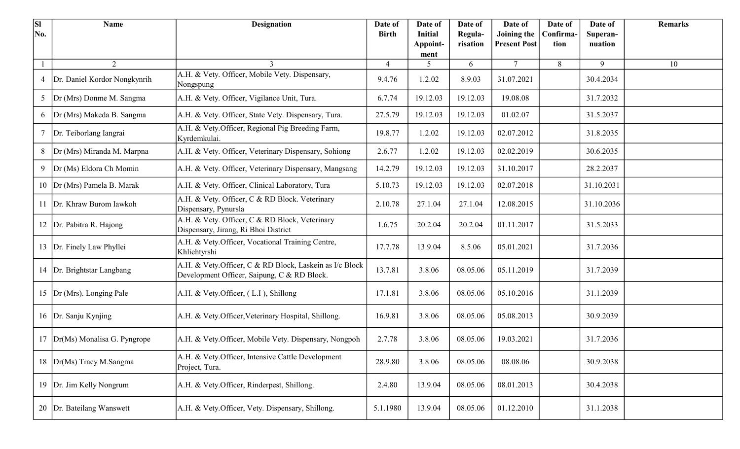| Sl No. | Name | Designation | Date of Birth | Date of Initial Appoint-ment | Date of Regula-risation | Date of Joining the Present Post | Date of Confirma-tion | Date of Superan-nuation | Remarks |
|---|---|---|---|---|---|---|---|---|---|
| 1 | 2 | 3 | 4 | 5 | 6 | 7 | 8 | 9 | 10 |
| 4 | Dr. Daniel Kordor Nongkynrih | A.H. & Vety. Officer, Mobile Vety. Dispensary, Nongspung | 9.4.76 | 1.2.02 | 8.9.03 | 31.07.2021 | | 30.4.2034 | |
| 5 | Dr (Mrs) Donme M. Sangma | A.H. & Vety. Officer, Vigilance Unit, Tura. | 6.7.74 | 19.12.03 | 19.12.03 | 19.08.08 | | 31.7.2032 | |
| 6 | Dr (Mrs) Makeda B. Sangma | A.H. & Vety. Officer, State Vety. Dispensary, Tura. | 27.5.79 | 19.12.03 | 19.12.03 | 01.02.07 | | 31.5.2037 | |
| 7 | Dr. Teiborlang Iangrai | A.H. & Vety.Officer, Regional Pig Breeding Farm, Kyrdemkulai. | 19.8.77 | 1.2.02 | 19.12.03 | 02.07.2012 | | 31.8.2035 | |
| 8 | Dr (Mrs) Miranda M. Marpna | A.H. & Vety. Officer, Veterinary Dispensary, Sohiong | 2.6.77 | 1.2.02 | 19.12.03 | 02.02.2019 | | 30.6.2035 | |
| 9 | Dr (Ms) Eldora Ch Momin | A.H. & Vety. Officer, Veterinary Dispensary, Mangsang | 14.2.79 | 19.12.03 | 19.12.03 | 31.10.2017 | | 28.2.2037 | |
| 10 | Dr (Mrs) Pamela B. Marak | A.H. & Vety. Officer, Clinical Laboratory, Tura | 5.10.73 | 19.12.03 | 19.12.03 | 02.07.2018 | | 31.10.2031 | |
| 11 | Dr. Khraw Burom Iawkoh | A.H. & Vety. Officer, C & RD Block. Veterinary Dispensary, Pynursla | 2.10.78 | 27.1.04 | 27.1.04 | 12.08.2015 | | 31.10.2036 | |
| 12 | Dr. Pabitra R. Hajong | A.H. & Vety. Officer, C & RD Block, Veterinary Dispensary, Jirang, Ri Bhoi District | 1.6.75 | 20.2.04 | 20.2.04 | 01.11.2017 | | 31.5.2033 | |
| 13 | Dr. Finely Law Phyllei | A.H. & Vety.Officer, Vocational Training Centre, Khliehtyrshi | 17.7.78 | 13.9.04 | 8.5.06 | 05.01.2021 | | 31.7.2036 | |
| 14 | Dr. Brightstar Langbang | A.H. & Vety.Officer, C & RD Block, Laskein as I/c Block Development Officer, Saipung, C & RD Block. | 13.7.81 | 3.8.06 | 08.05.06 | 05.11.2019 | | 31.7.2039 | |
| 15 | Dr (Mrs). Longing Pale | A.H. & Vety.Officer, ( L.I ), Shillong | 17.1.81 | 3.8.06 | 08.05.06 | 05.10.2016 | | 31.1.2039 | |
| 16 | Dr. Sanju Kynjing | A.H. & Vety.Officer,Veterinary Hospital, Shillong. | 16.9.81 | 3.8.06 | 08.05.06 | 05.08.2013 | | 30.9.2039 | |
| 17 | Dr(Ms) Monalisa G. Pyngrope | A.H. & Vety.Officer, Mobile Vety. Dispensary, Nongpoh | 2.7.78 | 3.8.06 | 08.05.06 | 19.03.2021 | | 31.7.2036 | |
| 18 | Dr(Ms) Tracy M.Sangma | A.H. & Vety.Officer, Intensive Cattle Development Project, Tura. | 28.9.80 | 3.8.06 | 08.05.06 | 08.08.06 | | 30.9.2038 | |
| 19 | Dr. Jim Kelly Nongrum | A.H. & Vety.Officer, Rinderpest, Shillong. | 2.4.80 | 13.9.04 | 08.05.06 | 08.01.2013 | | 30.4.2038 | |
| 20 | Dr. Bateilang Wanswett | A.H. & Vety.Officer, Vety. Dispensary, Shillong. | 5.1.1980 | 13.9.04 | 08.05.06 | 01.12.2010 | | 31.1.2038 | |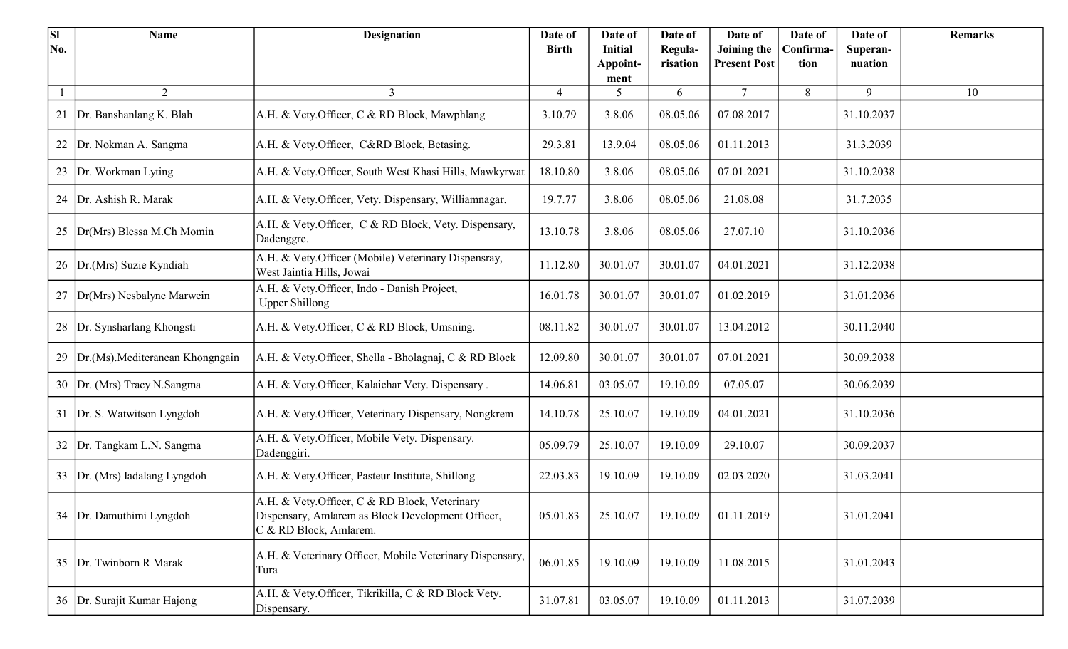| Sl No. | Name | Designation | Date of Birth | Date of Initial Appoint-ment | Date of Regula-risation | Date of Joining the Present Post | Date of Confirma-tion | Date of Superan-nuation | Remarks |
|---|---|---|---|---|---|---|---|---|---|
| 1 | 2 | 3 | 4 | 5 | 6 | 7 | 8 | 9 | 10 |
| 21 | Dr. Banshanlang K. Blah | A.H. & Vety.Officer, C & RD Block, Mawphlang | 3.10.79 | 3.8.06 | 08.05.06 | 07.08.2017 | | 31.10.2037 | |
| 22 | Dr. Nokman A. Sangma | A.H. & Vety.Officer, C&RD Block, Betasing. | 29.3.81 | 13.9.04 | 08.05.06 | 01.11.2013 | | 31.3.2039 | |
| 23 | Dr. Workman Lyting | A.H. & Vety.Officer, South West Khasi Hills, Mawkyrwat | 18.10.80 | 3.8.06 | 08.05.06 | 07.01.2021 | | 31.10.2038 | |
| 24 | Dr. Ashish R. Marak | A.H. & Vety.Officer, Vety. Dispensary, Williamnagar. | 19.7.77 | 3.8.06 | 08.05.06 | 21.08.08 | | 31.7.2035 | |
| 25 | Dr(Mrs) Blessa M.Ch Momin | A.H. & Vety.Officer, C & RD Block, Vety. Dispensary, Dadenggre. | 13.10.78 | 3.8.06 | 08.05.06 | 27.07.10 | | 31.10.2036 | |
| 26 | Dr.(Mrs) Suzie Kyndiah | A.H. & Vety.Officer (Mobile) Veterinary Dispensray, West Jaintia Hills, Jowai | 11.12.80 | 30.01.07 | 30.01.07 | 04.01.2021 | | 31.12.2038 | |
| 27 | Dr(Mrs) Nesbalyne Marwein | A.H. & Vety.Officer, Indo - Danish Project, Upper Shillong | 16.01.78 | 30.01.07 | 30.01.07 | 01.02.2019 | | 31.01.2036 | |
| 28 | Dr. Synsharlang Khongsti | A.H. & Vety.Officer, C & RD Block, Umsning. | 08.11.82 | 30.01.07 | 30.01.07 | 13.04.2012 | | 30.11.2040 | |
| 29 | Dr.(Ms).Mediteranean Khongngain | A.H. & Vety.Officer, Shella - Bholagnaj, C & RD Block | 12.09.80 | 30.01.07 | 30.01.07 | 07.01.2021 | | 30.09.2038 | |
| 30 | Dr. (Mrs) Tracy N.Sangma | A.H. & Vety.Officer, Kalaichar Vety. Dispensary . | 14.06.81 | 03.05.07 | 19.10.09 | 07.05.07 | | 30.06.2039 | |
| 31 | Dr. S. Watwitson Lyngdoh | A.H. & Vety.Officer, Veterinary Dispensary, Nongkrem | 14.10.78 | 25.10.07 | 19.10.09 | 04.01.2021 | | 31.10.2036 | |
| 32 | Dr. Tangkam L.N. Sangma | A.H. & Vety.Officer, Mobile Vety. Dispensary. Dadenggiri. | 05.09.79 | 25.10.07 | 19.10.09 | 29.10.07 | | 30.09.2037 | |
| 33 | Dr. (Mrs) Iadalang Lyngdoh | A.H. & Vety.Officer, Pasteur Institute, Shillong | 22.03.83 | 19.10.09 | 19.10.09 | 02.03.2020 | | 31.03.2041 | |
| 34 | Dr. Damuthimi Lyngdoh | A.H. & Vety.Officer, C & RD Block, Veterinary Dispensary, Amlarem as Block Development Officer, C & RD Block, Amlarem. | 05.01.83 | 25.10.07 | 19.10.09 | 01.11.2019 | | 31.01.2041 | |
| 35 | Dr. Twinborn R Marak | A.H. & Veterinary Officer, Mobile Veterinary Dispensary, Tura | 06.01.85 | 19.10.09 | 19.10.09 | 11.08.2015 | | 31.01.2043 | |
| 36 | Dr. Surajit Kumar Hajong | A.H. & Vety.Officer, Tikrikilla, C & RD Block Vety. Dispensary. | 31.07.81 | 03.05.07 | 19.10.09 | 01.11.2013 | | 31.07.2039 | |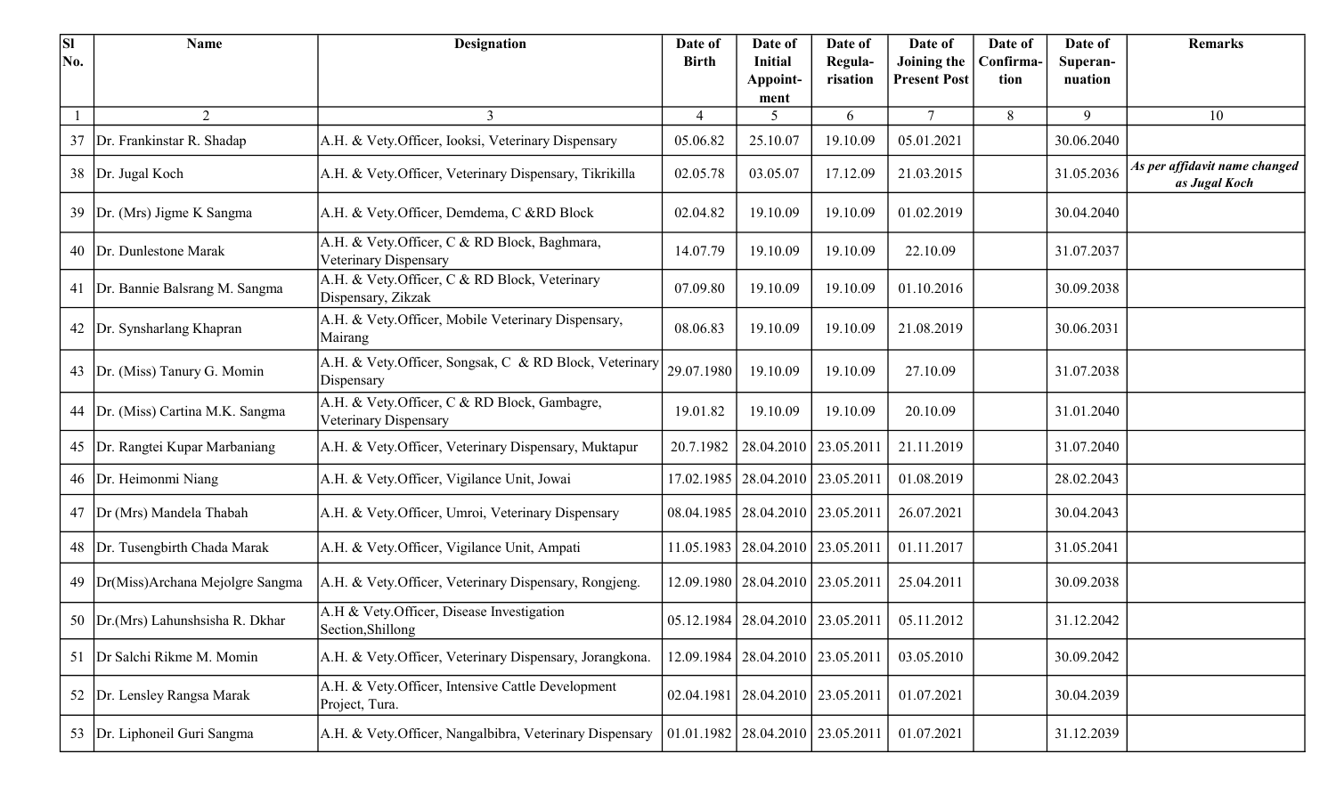| Sl No. | Name | Designation | Date of Birth | Date of Initial Appoint-ment | Date of Regula-risation | Date of Joining the Present Post | Date of Confirma-tion | Date of Superan-nuation | Remarks |
|---|---|---|---|---|---|---|---|---|---|
| 1 | 2 | 3 | 4 | 5 | 6 | 7 | 8 | 9 | 10 |
| 37 | Dr. Frankinstar R. Shadap | A.H. & Vety.Officer, Iooksi, Veterinary Dispensary | 05.06.82 | 25.10.07 | 19.10.09 | 05.01.2021 | | 30.06.2040 | |
| 38 | Dr. Jugal Koch | A.H. & Vety.Officer, Veterinary Dispensary, Tikrikilla | 02.05.78 | 03.05.07 | 17.12.09 | 21.03.2015 | | 31.05.2036 | *As per affidavit name changed as Jugal Koch* |
| 39 | Dr. (Mrs) Jigme K Sangma | A.H. & Vety.Officer, Demdema, C &RD Block | 02.04.82 | 19.10.09 | 19.10.09 | 01.02.2019 | | 30.04.2040 | |
| 40 | Dr. Dunlestone Marak | A.H. & Vety.Officer, C & RD Block, Baghmara, Veterinary Dispensary | 14.07.79 | 19.10.09 | 19.10.09 | 22.10.09 | | 31.07.2037 | |
| 41 | Dr. Bannie Balsrang M. Sangma | A.H. & Vety.Officer, C & RD Block, Veterinary Dispensary, Zikzak | 07.09.80 | 19.10.09 | 19.10.09 | 01.10.2016 | | 30.09.2038 | |
| 42 | Dr. Synsharlang Khapran | A.H. & Vety.Officer, Mobile Veterinary Dispensary, Mairang | 08.06.83 | 19.10.09 | 19.10.09 | 21.08.2019 | | 30.06.2031 | |
| 43 | Dr. (Miss) Tanury G. Momin | A.H. & Vety.Officer, Songsak, C & RD Block, Veterinary Dispensary | 29.07.1980 | 19.10.09 | 19.10.09 | 27.10.09 | | 31.07.2038 | |
| 44 | Dr. (Miss) Cartina M.K. Sangma | A.H. & Vety.Officer, C & RD Block, Gambagre, Veterinary Dispensary | 19.01.82 | 19.10.09 | 19.10.09 | 20.10.09 | | 31.01.2040 | |
| 45 | Dr. Rangtei Kupar Marbaniang | A.H. & Vety.Officer, Veterinary Dispensary, Muktapur | 20.7.1982 | 28.04.2010 | 23.05.2011 | 21.11.2019 | | 31.07.2040 | |
| 46 | Dr. Heimonmi Niang | A.H. & Vety.Officer, Vigilance Unit, Jowai | 17.02.1985 | 28.04.2010 | 23.05.2011 | 01.08.2019 | | 28.02.2043 | |
| 47 | Dr (Mrs) Mandela Thabah | A.H. & Vety.Officer, Umroi, Veterinary Dispensary | 08.04.1985 | 28.04.2010 | 23.05.2011 | 26.07.2021 | | 30.04.2043 | |
| 48 | Dr. Tusengbirth Chada Marak | A.H. & Vety.Officer, Vigilance Unit, Ampati | 11.05.1983 | 28.04.2010 | 23.05.2011 | 01.11.2017 | | 31.05.2041 | |
| 49 | Dr(Miss)Archana Mejolgre Sangma | A.H. & Vety.Officer, Veterinary Dispensary, Rongjeng. | 12.09.1980 | 28.04.2010 | 23.05.2011 | 25.04.2011 | | 30.09.2038 | |
| 50 | Dr.(Mrs) Lahunshsisha R. Dkhar | A.H & Vety.Officer, Disease Investigation Section,Shillong | 05.12.1984 | 28.04.2010 | 23.05.2011 | 05.11.2012 | | 31.12.2042 | |
| 51 | Dr Salchi Rikme M. Momin | A.H. & Vety.Officer, Veterinary Dispensary, Jorangkona. | 12.09.1984 | 28.04.2010 | 23.05.2011 | 03.05.2010 | | 30.09.2042 | |
| 52 | Dr. Lensley Rangsa Marak | A.H. & Vety.Officer, Intensive Cattle Development Project, Tura. | 02.04.1981 | 28.04.2010 | 23.05.2011 | 01.07.2021 | | 30.04.2039 | |
| 53 | Dr. Liphoneil Guri Sangma | A.H. & Vety.Officer, Nangalbibra, Veterinary Dispensary | 01.01.1982 | 28.04.2010 | 23.05.2011 | 01.07.2021 | | 31.12.2039 | |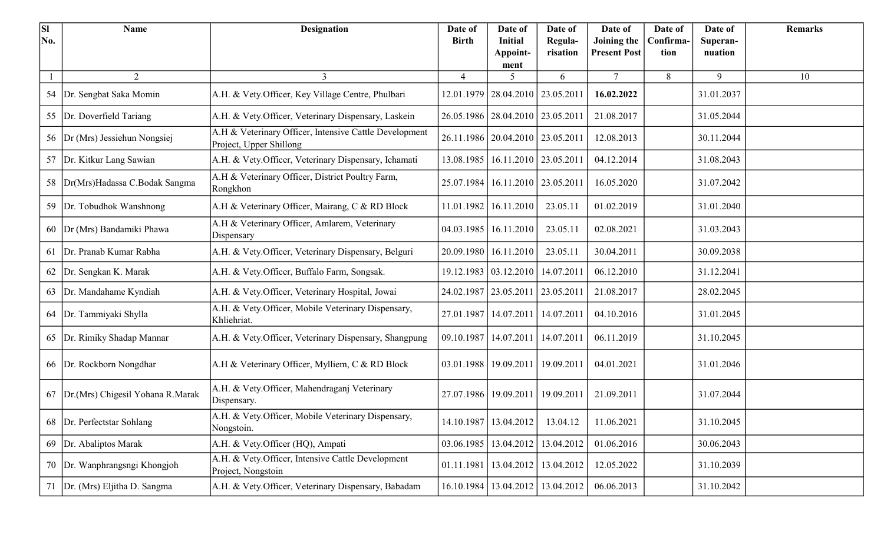| Sl No. | Name | Designation | Date of Birth | Date of Initial Appoint-ment | Date of Regula-risation | Date of Joining the Present Post | Date of Confirma-tion | Date of Superan-nuation | Remarks |
|---|---|---|---|---|---|---|---|---|---|
| 1 | 2 | 3 | 4 | 5 | 6 | 7 | 8 | 9 | 10 |
| 54 | Dr. Sengbat Saka Momin | A.H. & Vety.Officer, Key Village Centre, Phulbari | 12.01.1979 | 28.04.2010 | 23.05.2011 | **16.02.2022** | | 31.01.2037 | |
| 55 | Dr. Doverfield Tariang | A.H. & Vety.Officer, Veterinary Dispensary, Laskein | 26.05.1986 | 28.04.2010 | 23.05.2011 | 21.08.2017 | | 31.05.2044 | |
| 56 | Dr (Mrs) Jessiehun Nongsiej | A.H & Veterinary Officer, Intensive Cattle Development Project, Upper Shillong | 26.11.1986 | 20.04.2010 | 23.05.2011 | 12.08.2013 | | 30.11.2044 | |
| 57 | Dr. Kitkur Lang Sawian | A.H. & Vety.Officer, Veterinary Dispensary, Ichamati | 13.08.1985 | 16.11.2010 | 23.05.2011 | 04.12.2014 | | 31.08.2043 | |
| 58 | Dr(Mrs)Hadassa C.Bodak Sangma | A.H & Veterinary Officer, District Poultry Farm, Rongkhon | 25.07.1984 | 16.11.2010 | 23.05.2011 | 16.05.2020 | | 31.07.2042 | |
| 59 | Dr. Tobudhok Wanshnong | A.H & Veterinary Officer, Mairang, C & RD Block | 11.01.1982 | 16.11.2010 | 23.05.11 | 01.02.2019 | | 31.01.2040 | |
| 60 | Dr (Mrs) Bandamiki Phawa | A.H & Veterinary Officer, Amlarem, Veterinary Dispensary | 04.03.1985 | 16.11.2010 | 23.05.11 | 02.08.2021 | | 31.03.2043 | |
| 61 | Dr. Pranab Kumar Rabha | A.H. & Vety.Officer, Veterinary Dispensary, Belguri | 20.09.1980 | 16.11.2010 | 23.05.11 | 30.04.2011 | | 30.09.2038 | |
| 62 | Dr. Sengkan K. Marak | A.H. & Vety.Officer, Buffalo Farm, Songsak. | 19.12.1983 | 03.12.2010 | 14.07.2011 | 06.12.2010 | | 31.12.2041 | |
| 63 | Dr. Mandahame Kyndiah | A.H. & Vety.Officer, Veterinary Hospital, Jowai | 24.02.1987 | 23.05.2011 | 23.05.2011 | 21.08.2017 | | 28.02.2045 | |
| 64 | Dr. Tammiyaki Shylla | A.H. & Vety.Officer, Mobile Veterinary Dispensary, Khliehriat. | 27.01.1987 | 14.07.2011 | 14.07.2011 | 04.10.2016 | | 31.01.2045 | |
| 65 | Dr. Rimiky Shadap Mannar | A.H. & Vety.Officer, Veterinary Dispensary, Shangpung | 09.10.1987 | 14.07.2011 | 14.07.2011 | 06.11.2019 | | 31.10.2045 | |
| 66 | Dr. Rockborn Nongdhar | A.H & Veterinary Officer, Mylliem, C & RD Block | 03.01.1988 | 19.09.2011 | 19.09.2011 | 04.01.2021 | | 31.01.2046 | |
| 67 | Dr.(Mrs) Chigesil Yohana R.Marak | A.H. & Vety.Officer, Mahendraganj Veterinary Dispensary. | 27.07.1986 | 19.09.2011 | 19.09.2011 | 21.09.2011 | | 31.07.2044 | |
| 68 | Dr. Perfectstar Sohlang | A.H. & Vety.Officer, Mobile Veterinary Dispensary, Nongstoin. | 14.10.1987 | 13.04.2012 | 13.04.12 | 11.06.2021 | | 31.10.2045 | |
| 69 | Dr. Abaliptos Marak | A.H. & Vety.Officer (HQ), Ampati | 03.06.1985 | 13.04.2012 | 13.04.2012 | 01.06.2016 | | 30.06.2043 | |
| 70 | Dr. Wanphrangsngi Khongjoh | A.H. & Vety.Officer, Intensive Cattle Development Project, Nongstoin | 01.11.1981 | 13.04.2012 | 13.04.2012 | 12.05.2022 | | 31.10.2039 | |
| 71 | Dr. (Mrs) Eljitha D. Sangma | A.H. & Vety.Officer, Veterinary Dispensary, Babadam | 16.10.1984 | 13.04.2012 | 13.04.2012 | 06.06.2013 | | 31.10.2042 | |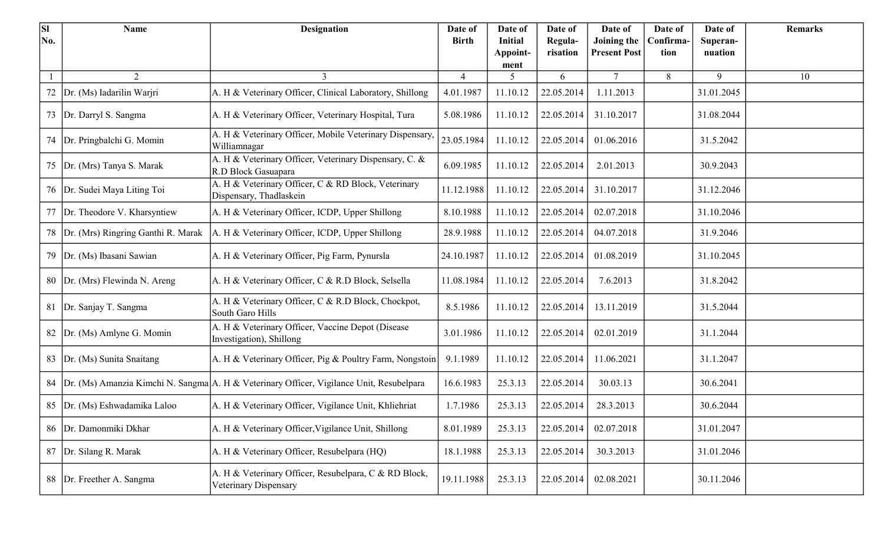| Sl No. | Name | Designation | Date of Birth | Date of Initial Appoint-ment | Date of Regula-risation | Date of Joining the Present Post | Date of Confirma-tion | Date of Superan-nuation | Remarks |
|---|---|---|---|---|---|---|---|---|---|
| 1 | 2 | 3 | 4 | 5 | 6 | 7 | 8 | 9 | 10 |
| 72 | Dr. (Ms) Iadarilin Warjri | A. H & Veterinary Officer, Clinical Laboratory, Shillong | 4.01.1987 | 11.10.12 | 22.05.2014 | 1.11.2013 | | 31.01.2045 | |
| 73 | Dr. Darryl S. Sangma | A. H & Veterinary Officer, Veterinary Hospital, Tura | 5.08.1986 | 11.10.12 | 22.05.2014 | 31.10.2017 | | 31.08.2044 | |
| 74 | Dr. Pringbalchi G. Momin | A. H & Veterinary Officer, Mobile Veterinary Dispensary, Williamnagar | 23.05.1984 | 11.10.12 | 22.05.2014 | 01.06.2016 | | 31.5.2042 | |
| 75 | Dr. (Mrs) Tanya S. Marak | A. H & Veterinary Officer, Veterinary Dispensary, C. & R.D Block Gasuapara | 6.09.1985 | 11.10.12 | 22.05.2014 | 2.01.2013 | | 30.9.2043 | |
| 76 | Dr. Sudei Maya Liting Toi | A. H & Veterinary Officer, C & RD Block, Veterinary Dispensary, Thadlaskein | 11.12.1988 | 11.10.12 | 22.05.2014 | 31.10.2017 | | 31.12.2046 | |
| 77 | Dr. Theodore V. Kharsyntiew | A. H & Veterinary Officer, ICDP, Upper Shillong | 8.10.1988 | 11.10.12 | 22.05.2014 | 02.07.2018 | | 31.10.2046 | |
| 78 | Dr. (Mrs) Ringring Ganthi R. Marak | A. H & Veterinary Officer, ICDP, Upper Shillong | 28.9.1988 | 11.10.12 | 22.05.2014 | 04.07.2018 | | 31.9.2046 | |
| 79 | Dr. (Ms) Ibasani Sawian | A. H & Veterinary Officer, Pig Farm, Pynursla | 24.10.1987 | 11.10.12 | 22.05.2014 | 01.08.2019 | | 31.10.2045 | |
| 80 | Dr. (Mrs) Flewinda N. Areng | A. H & Veterinary Officer, C & R.D Block, Selsella | 11.08.1984 | 11.10.12 | 22.05.2014 | 7.6.2013 | | 31.8.2042 | |
| 81 | Dr. Sanjay T. Sangma | A. H & Veterinary Officer, C & R.D Block, Chockpot, South Garo Hills | 8.5.1986 | 11.10.12 | 22.05.2014 | 13.11.2019 | | 31.5.2044 | |
| 82 | Dr. (Ms) Amlyne G. Momin | A. H & Veterinary Officer, Vaccine Depot (Disease Investigation), Shillong | 3.01.1986 | 11.10.12 | 22.05.2014 | 02.01.2019 | | 31.1.2044 | |
| 83 | Dr. (Ms) Sunita Snaitang | A. H & Veterinary Officer, Pig & Poultry Farm, Nongstoin | 9.1.1989 | 11.10.12 | 22.05.2014 | 11.06.2021 | | 31.1.2047 | |
| 84 | Dr. (Ms) Amanzia Kimchi N. Sangma | A. H & Veterinary Officer, Vigilance Unit, Resubelpara | 16.6.1983 | 25.3.13 | 22.05.2014 | 30.03.13 | | 30.6.2041 | |
| 85 | Dr. (Ms) Eshwadamika Laloo | A. H & Veterinary Officer, Vigilance Unit, Khliehriat | 1.7.1986 | 25.3.13 | 22.05.2014 | 28.3.2013 | | 30.6.2044 | |
| 86 | Dr. Damonmiki Dkhar | A. H & Veterinary Officer,Vigilance Unit, Shillong | 8.01.1989 | 25.3.13 | 22.05.2014 | 02.07.2018 | | 31.01.2047 | |
| 87 | Dr. Silang R. Marak | A. H & Veterinary Officer, Resubelpara (HQ) | 18.1.1988 | 25.3.13 | 22.05.2014 | 30.3.2013 | | 31.01.2046 | |
| 88 | Dr. Freether A. Sangma | A. H & Veterinary Officer, Resubelpara, C & RD Block, Veterinary Dispensary | 19.11.1988 | 25.3.13 | 22.05.2014 | 02.08.2021 | | 30.11.2046 | |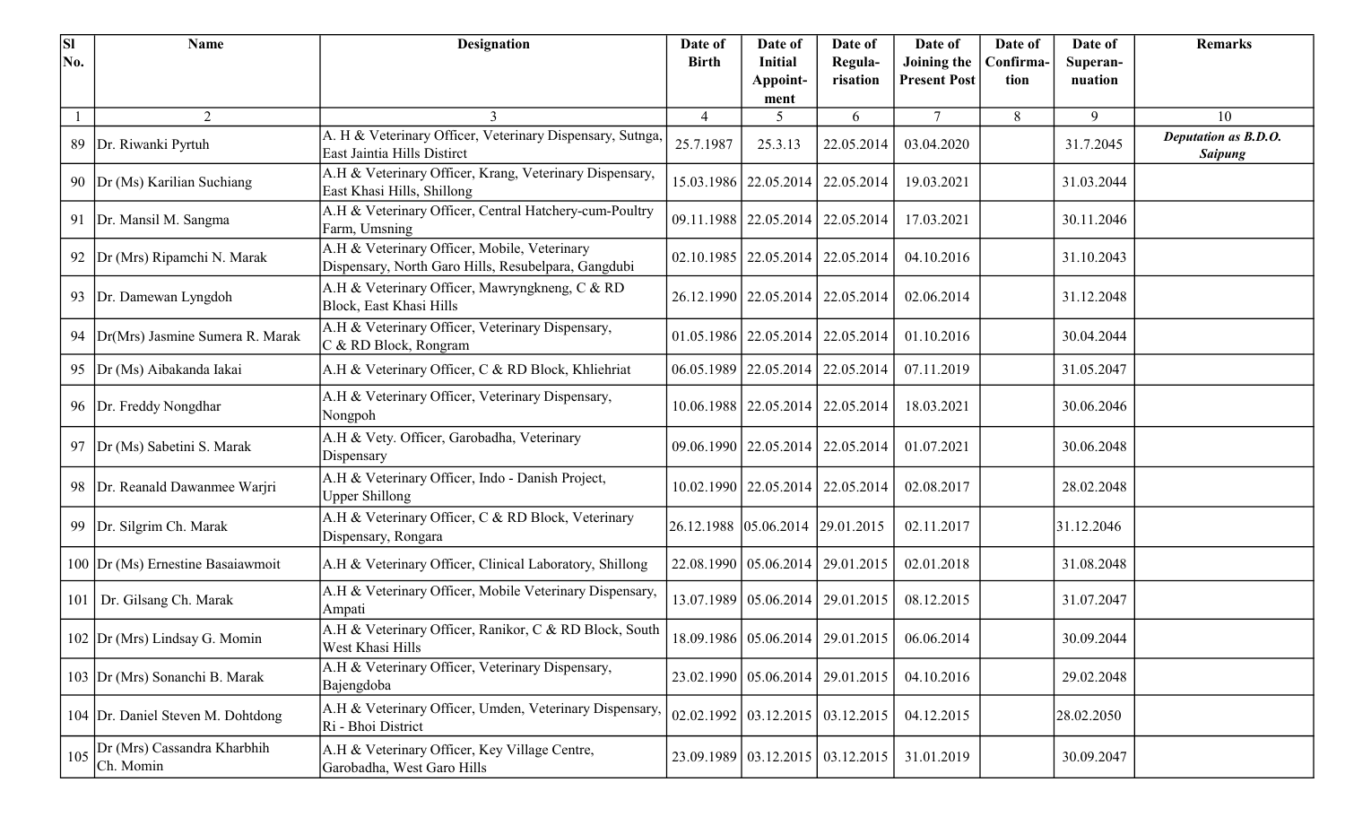| Sl No. | Name | Designation | Date of Birth | Date of Initial Appoint-ment | Date of Regula-risation | Date of Joining the Present Post | Date of Confirma-tion | Date of Superan-nuation | Remarks |
|---|---|---|---|---|---|---|---|---|---|
| 1 | 2 | 3 | 4 | 5 | 6 | 7 | 8 | 9 | 10 |
| 89 | Dr. Riwanki Pyrtuh | A. H & Veterinary Officer, Veterinary Dispensary, Sutnga, East Jaintia Hills Distirct | 25.7.1987 | 25.3.13 | 22.05.2014 | 03.04.2020 | | 31.7.2045 | ***Deputation as B.D.O. Saipung*** |
| 90 | Dr (Ms) Karilian Suchiang | A.H & Veterinary Officer, Krang, Veterinary Dispensary, East Khasi Hills, Shillong | 15.03.1986 | 22.05.2014 | 22.05.2014 | 19.03.2021 | | 31.03.2044 | |
| 91 | Dr. Mansil M. Sangma | A.H & Veterinary Officer, Central Hatchery-cum-Poultry Farm, Umsning | 09.11.1988 | 22.05.2014 | 22.05.2014 | 17.03.2021 | | 30.11.2046 | |
| 92 | Dr (Mrs) Ripamchi N. Marak | A.H & Veterinary Officer, Mobile, Veterinary Dispensary, North Garo Hills, Resubelpara, Gangdubi | 02.10.1985 | 22.05.2014 | 22.05.2014 | 04.10.2016 | | 31.10.2043 | |
| 93 | Dr. Damewan Lyngdoh | A.H & Veterinary Officer, Mawryngkneng, C & RD Block, East Khasi Hills | 26.12.1990 | 22.05.2014 | 22.05.2014 | 02.06.2014 | | 31.12.2048 | |
| 94 | Dr(Mrs) Jasmine Sumera R. Marak | A.H & Veterinary Officer, Veterinary Dispensary, C & RD Block, Rongram | 01.05.1986 | 22.05.2014 | 22.05.2014 | 01.10.2016 | | 30.04.2044 | |
| 95 | Dr (Ms) Aibakanda Iakai | A.H & Veterinary Officer, C & RD Block, Khliehriat | 06.05.1989 | 22.05.2014 | 22.05.2014 | 07.11.2019 | | 31.05.2047 | |
| 96 | Dr. Freddy Nongdhar | A.H & Veterinary Officer, Veterinary Dispensary, Nongpoh | 10.06.1988 | 22.05.2014 | 22.05.2014 | 18.03.2021 | | 30.06.2046 | |
| 97 | Dr (Ms) Sabetini S. Marak | A.H & Vety. Officer, Garobadha, Veterinary Dispensary | 09.06.1990 | 22.05.2014 | 22.05.2014 | 01.07.2021 | | 30.06.2048 | |
| 98 | Dr. Reanald Dawanmee Warjri | A.H & Veterinary Officer, Indo - Danish Project, Upper Shillong | 10.02.1990 | 22.05.2014 | 22.05.2014 | 02.08.2017 | | 28.02.2048 | |
| 99 | Dr. Silgrim Ch. Marak | A.H & Veterinary Officer, C & RD Block, Veterinary Dispensary, Rongara | 26.12.1988 | 05.06.2014 | 29.01.2015 | 02.11.2017 | | 31.12.2046 | |
| 100 | Dr (Ms) Ernestine Basaiawmoit | A.H & Veterinary Officer, Clinical Laboratory, Shillong | 22.08.1990 | 05.06.2014 | 29.01.2015 | 02.01.2018 | | 31.08.2048 | |
| 101 | Dr. Gilsang Ch. Marak | A.H & Veterinary Officer, Mobile Veterinary Dispensary, Ampati | 13.07.1989 | 05.06.2014 | 29.01.2015 | 08.12.2015 | | 31.07.2047 | |
| 102 | Dr (Mrs) Lindsay G. Momin | A.H & Veterinary Officer, Ranikor, C & RD Block, South West Khasi Hills | 18.09.1986 | 05.06.2014 | 29.01.2015 | 06.06.2014 | | 30.09.2044 | |
| 103 | Dr (Mrs) Sonanchi B. Marak | A.H & Veterinary Officer, Veterinary Dispensary, Bajengdoba | 23.02.1990 | 05.06.2014 | 29.01.2015 | 04.10.2016 | | 29.02.2048 | |
| 104 | Dr. Daniel Steven M. Dohtdong | A.H & Veterinary Officer, Umden, Veterinary Dispensary, Ri - Bhoi District | 02.02.1992 | 03.12.2015 | 03.12.2015 | 04.12.2015 | | 28.02.2050 | |
| 105 | Dr (Mrs) Cassandra Kharbhih Ch. Momin | A.H & Veterinary Officer, Key Village Centre, Garobadha, West Garo Hills | 23.09.1989 | 03.12.2015 | 03.12.2015 | 31.01.2019 | | 30.09.2047 | |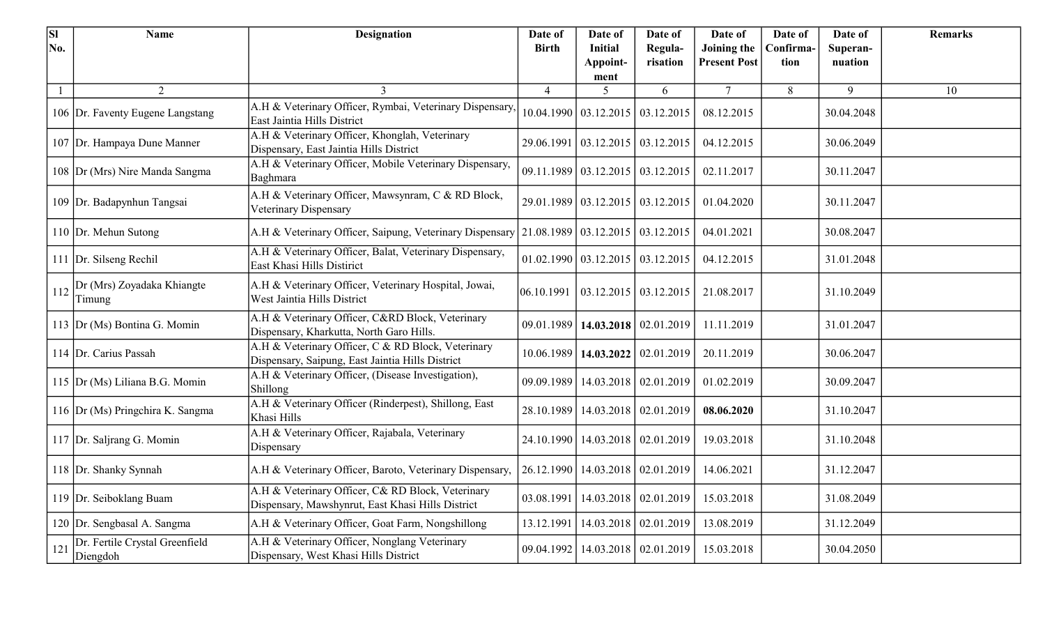| Sl No. | Name | Designation | Date of Birth | Date of Initial Appoint-ment | Date of Regula-risation | Date of Joining the Present Post | Date of Confirma-tion | Date of Superan-nuation | Remarks |
|---|---|---|---|---|---|---|---|---|---|
| 1 | 2 | 3 | 4 | 5 | 6 | 7 | 8 | 9 | 10 |
| 106 | Dr. Faventy Eugene Langstang | A.H & Veterinary Officer, Rymbai, Veterinary Dispensary, East Jaintia Hills District | 10.04.1990 | 03.12.2015 | 03.12.2015 | 08.12.2015 | | 30.04.2048 | |
| 107 | Dr. Hampaya Dune Manner | A.H & Veterinary Officer, Khonglah, Veterinary Dispensary, East Jaintia Hills District | 29.06.1991 | 03.12.2015 | 03.12.2015 | 04.12.2015 | | 30.06.2049 | |
| 108 | Dr (Mrs) Nire Manda Sangma | A.H & Veterinary Officer, Mobile Veterinary Dispensary, Baghmara | 09.11.1989 | 03.12.2015 | 03.12.2015 | 02.11.2017 | | 30.11.2047 | |
| 109 | Dr. Badapynhun Tangsai | A.H & Veterinary Officer, Mawsynram, C & RD Block, Veterinary Dispensary | 29.01.1989 | 03.12.2015 | 03.12.2015 | 01.04.2020 | | 30.11.2047 | |
| 110 | Dr. Mehun Sutong | A.H & Veterinary Officer, Saipung, Veterinary Dispensary | 21.08.1989 | 03.12.2015 | 03.12.2015 | 04.01.2021 | | 30.08.2047 | |
| 111 | Dr. Silseng Rechil | A.H & Veterinary Officer, Balat, Veterinary Dispensary, East Khasi Hills Disitrict | 01.02.1990 | 03.12.2015 | 03.12.2015 | 04.12.2015 | | 31.01.2048 | |
| 112 | Dr (Mrs) Zoyadaka Khiangte Timung | A.H & Veterinary Officer, Veterinary Hospital, Jowai, West Jaintia Hills District | 06.10.1991 | 03.12.2015 | 03.12.2015 | 21.08.2017 | | 31.10.2049 | |
| 113 | Dr (Ms) Bontina G. Momin | A.H & Veterinary Officer, C&RD Block, Veterinary Dispensary, Kharkutta, North Garo Hills. | 09.01.1989 | **14.03.2018** | 02.01.2019 | 11.11.2019 | | 31.01.2047 | |
| 114 | Dr. Carius Passah | A.H & Veterinary Officer, C & RD Block, Veterinary Dispensary, Saipung, East Jaintia Hills District | 10.06.1989 | **14.03.2022** | 02.01.2019 | 20.11.2019 | | 30.06.2047 | |
| 115 | Dr (Ms) Liliana B.G. Momin | A.H & Veterinary Officer, (Disease Investigation), Shillong | 09.09.1989 | 14.03.2018 | 02.01.2019 | 01.02.2019 | | 30.09.2047 | |
| 116 | Dr (Ms) Pringchira K. Sangma | A.H & Veterinary Officer (Rinderpest), Shillong, East Khasi Hills | 28.10.1989 | 14.03.2018 | 02.01.2019 | **08.06.2020** | | 31.10.2047 | |
| 117 | Dr. Saljrang G. Momin | A.H & Veterinary Officer, Rajabala, Veterinary Dispensary | 24.10.1990 | 14.03.2018 | 02.01.2019 | 19.03.2018 | | 31.10.2048 | |
| 118 | Dr. Shanky Synnah | A.H & Veterinary Officer, Baroto, Veterinary Dispensary, | 26.12.1990 | 14.03.2018 | 02.01.2019 | 14.06.2021 | | 31.12.2047 | |
| 119 | Dr. Seiboklang Buam | A.H & Veterinary Officer, C& RD Block, Veterinary Dispensary, Mawshynrut, East Khasi Hills District | 03.08.1991 | 14.03.2018 | 02.01.2019 | 15.03.2018 | | 31.08.2049 | |
| 120 | Dr. Sengbasal A. Sangma | A.H & Veterinary Officer, Goat Farm, Nongshillong | 13.12.1991 | 14.03.2018 | 02.01.2019 | 13.08.2019 | | 31.12.2049 | |
| 121 | Dr. Fertile Crystal Greenfield Diengdoh | A.H & Veterinary Officer, Nonglang Veterinary Dispensary, West Khasi Hills District | 09.04.1992 | 14.03.2018 | 02.01.2019 | 15.03.2018 | | 30.04.2050 | |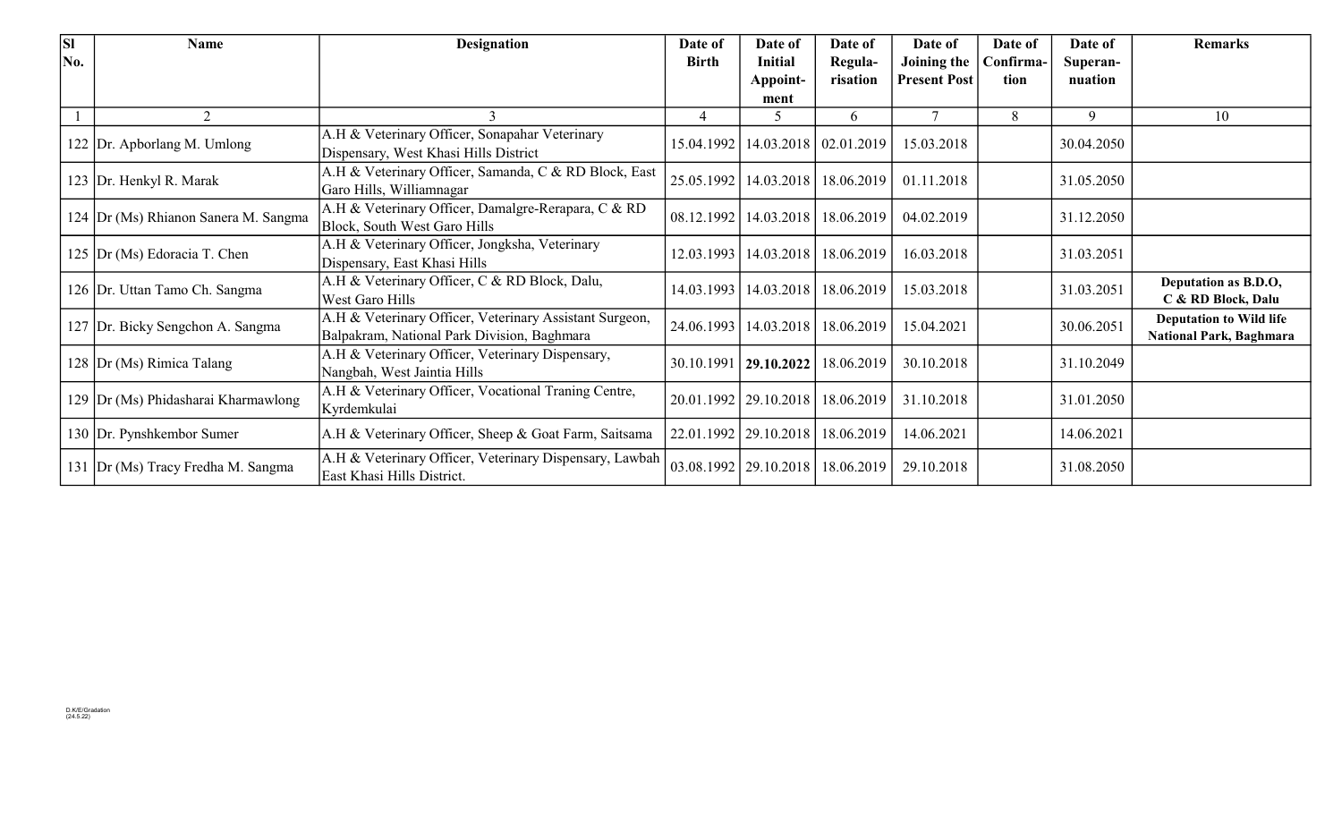| Sl No. | Name | Designation | Date of Birth | Date of Initial Appoint-ment | Date of Regula-risation | Date of Joining the Present Post | Date of Confirma-tion | Date of Superan-nuation | Remarks |
|---|---|---|---|---|---|---|---|---|---|
| 1 | 2 | 3 | 4 | 5 | 6 | 7 | 8 | 9 | 10 |
| 122 | Dr. Apborlang M. Umlong | A.H & Veterinary Officer, Sonapahar Veterinary Dispensary, West Khasi Hills District | 15.04.1992 | 14.03.2018 | 02.01.2019 | 15.03.2018 | | 30.04.2050 | |
| 123 | Dr. Henkyl R. Marak | A.H & Veterinary Officer, Samanda, C & RD Block, East Garo Hills, Williamnagar | 25.05.1992 | 14.03.2018 | 18.06.2019 | 01.11.2018 | | 31.05.2050 | |
| 124 | Dr (Ms) Rhianon Sanera M. Sangma | A.H & Veterinary Officer, Damalgre-Rerapara, C & RD Block, South West Garo Hills | 08.12.1992 | 14.03.2018 | 18.06.2019 | 04.02.2019 | | 31.12.2050 | |
| 125 | Dr (Ms) Edoracia T. Chen | A.H & Veterinary Officer, Jongksha, Veterinary Dispensary, East Khasi Hills | 12.03.1993 | 14.03.2018 | 18.06.2019 | 16.03.2018 | | 31.03.2051 | |
| 126 | Dr. Uttan Tamo Ch. Sangma | A.H & Veterinary Officer, C & RD Block, Dalu, West Garo Hills | 14.03.1993 | 14.03.2018 | 18.06.2019 | 15.03.2018 | | 31.03.2051 | **Deputation as B.D.O, C & RD Block, Dalu** |
| 127 | Dr. Bicky Sengchon A. Sangma | A.H & Veterinary Officer, Veterinary Assistant Surgeon, Balpakram, National Park Division, Baghmara | 24.06.1993 | 14.03.2018 | 18.06.2019 | 15.04.2021 | | 30.06.2051 | **Deputation to Wild life National Park, Baghmara** |
| 128 | Dr (Ms) Rimica Talang | A.H & Veterinary Officer, Veterinary Dispensary, Nangbah, West Jaintia Hills | 30.10.1991 | **29.10.2022** | 18.06.2019 | 30.10.2018 | | 31.10.2049 | |
| 129 | Dr (Ms) Phidasharai Kharmawlong | A.H & Veterinary Officer, Vocational Traning Centre, Kyrdemkulai | 20.01.1992 | 29.10.2018 | 18.06.2019 | 31.10.2018 | | 31.01.2050 | |
| 130 | Dr. Pynshkembor Sumer | A.H & Veterinary Officer, Sheep & Goat Farm, Saitsama | 22.01.1992 | 29.10.2018 | 18.06.2019 | 14.06.2021 | | 14.06.2021 | |
| 131 | Dr (Ms) Tracy Fredha M. Sangma | A.H & Veterinary Officer, Veterinary Dispensary, Lawbah East Khasi Hills District. | 03.08.1992 | 29.10.2018 | 18.06.2019 | 29.10.2018 | | 31.08.2050 | |

D.K/E/Gradation
(24.5.22)